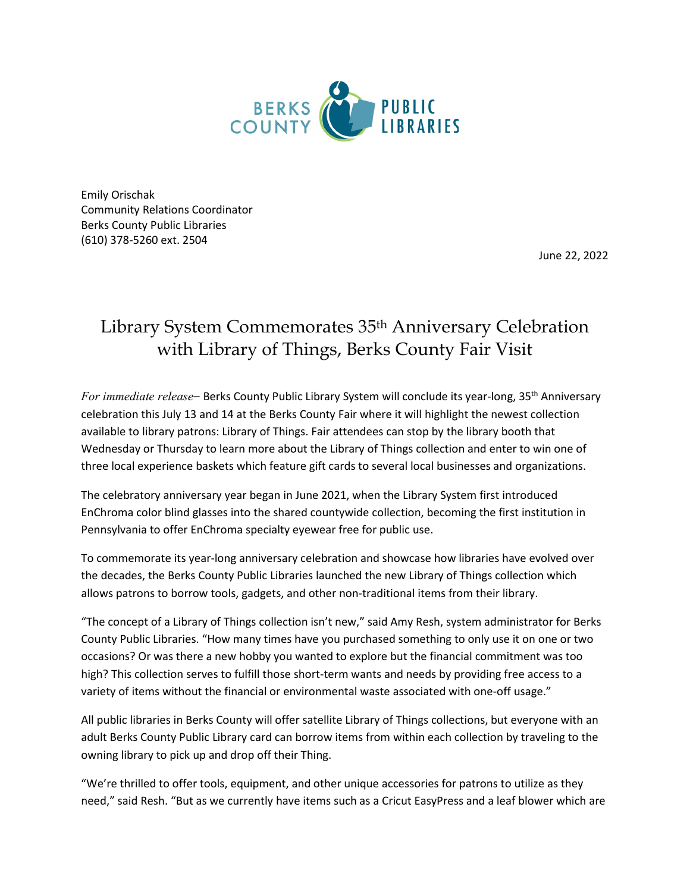BERKS COUNTY PUBLIC LIBRARIES

Emily Orischak
Community Relations Coordinator
Berks County Public Libraries
(610) 378-5260 ext. 2504

June 22, 2022

# Library System Commemorates 35th Anniversary Celebration with Library of Things, Berks County Fair Visit

*For immediate release*– Berks County Public Library System will conclude its year-long, 35th Anniversary celebration this July 13 and 14 at the Berks County Fair where it will highlight the newest collection available to library patrons: Library of Things. Fair attendees can stop by the library booth that Wednesday or Thursday to learn more about the Library of Things collection and enter to win one of three local experience baskets which feature gift cards to several local businesses and organizations.

The celebratory anniversary year began in June 2021, when the Library System first introduced EnChroma color blind glasses into the shared countywide collection, becoming the first institution in Pennsylvania to offer EnChroma specialty eyewear free for public use.

To commemorate its year-long anniversary celebration and showcase how libraries have evolved over the decades, the Berks County Public Libraries launched the new Library of Things collection which allows patrons to borrow tools, gadgets, and other non-traditional items from their library.

"The concept of a Library of Things collection isn't new," said Amy Resh, system administrator for Berks County Public Libraries. "How many times have you purchased something to only use it on one or two occasions? Or was there a new hobby you wanted to explore but the financial commitment was too high? This collection serves to fulfill those short-term wants and needs by providing free access to a variety of items without the financial or environmental waste associated with one-off usage."

All public libraries in Berks County will offer satellite Library of Things collections, but everyone with an adult Berks County Public Library card can borrow items from within each collection by traveling to the owning library to pick up and drop off their Thing.

"We're thrilled to offer tools, equipment, and other unique accessories for patrons to utilize as they need," said Resh. "But as we currently have items such as a Cricut EasyPress and a leaf blower which are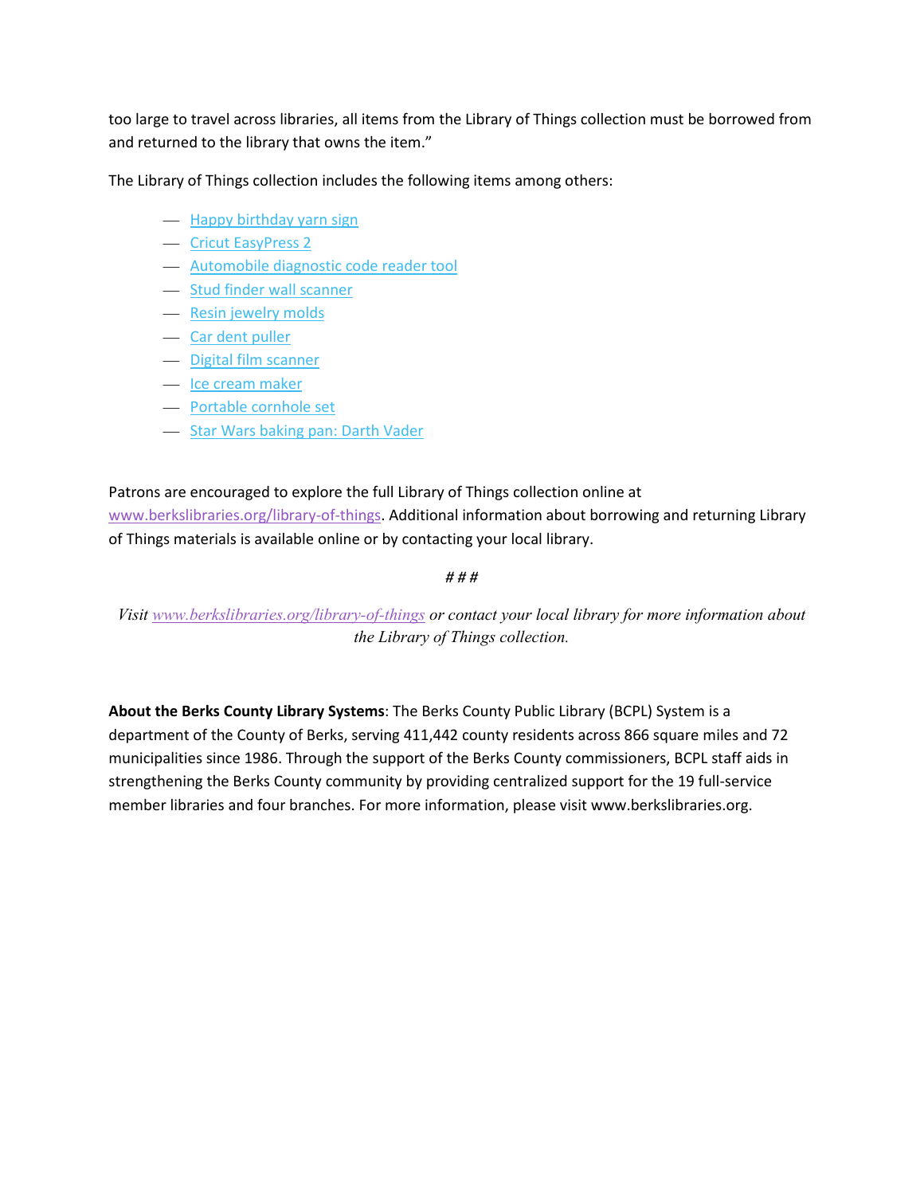too large to travel across libraries, all items from the Library of Things collection must be borrowed from and returned to the library that owns the item."

The Library of Things collection includes the following items among others:

- Happy birthday yarn sign
- Cricut EasyPress 2
- Automobile diagnostic code reader tool
- Stud finder wall scanner
- Resin jewelry molds
- Car dent puller
- Digital film scanner
- Ice cream maker
- Portable cornhole set
- Star Wars baking pan: Darth Vader

Patrons are encouraged to explore the full Library of Things collection online at www.berkslibraries.org/library-of-things. Additional information about borrowing and returning Library of Things materials is available online or by contacting your local library.

# # #

*Visit www.berkslibraries.org/library-of-things or contact your local library for more information about the Library of Things collection.*

**About the Berks County Library Systems**: The Berks County Public Library (BCPL) System is a department of the County of Berks, serving 411,442 county residents across 866 square miles and 72 municipalities since 1986. Through the support of the Berks County commissioners, BCPL staff aids in strengthening the Berks County community by providing centralized support for the 19 full-service member libraries and four branches. For more information, please visit www.berkslibraries.org.